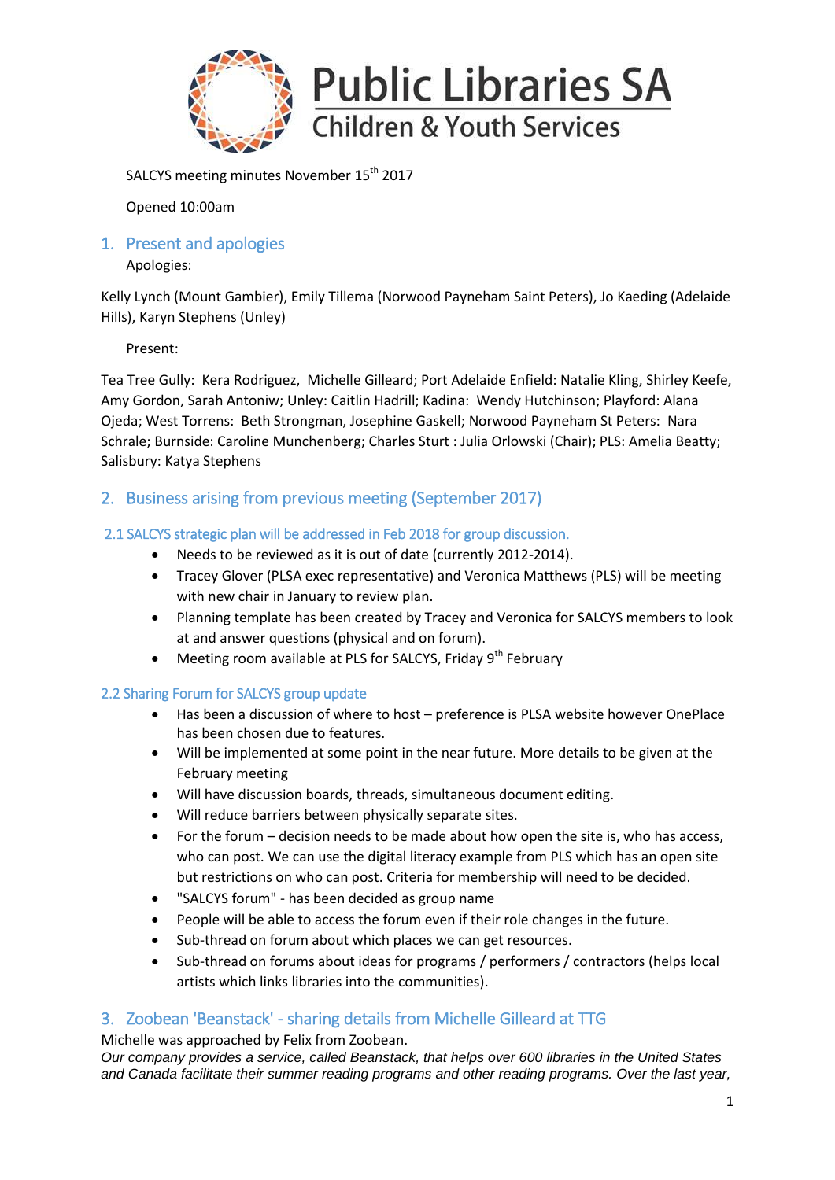# Public Libraries SA
## Children & Youth Services

SALCYS meeting minutes November 15th 2017

Opened 10:00am

## 1. Present and apologies

Apologies:

Kelly Lynch (Mount Gambier), Emily Tillema (Norwood Payneham Saint Peters), Jo Kaeding (Adelaide Hills), Karyn Stephens (Unley)

Present:

Tea Tree Gully: Kera Rodriguez, Michelle Gilleard; Port Adelaide Enfield: Natalie Kling, Shirley Keefe, Amy Gordon, Sarah Antoniw; Unley: Caitlin Hadrill; Kadina: Wendy Hutchinson; Playford: Alana Ojeda; West Torrens: Beth Strongman, Josephine Gaskell; Norwood Payneham St Peters: Nara Schrale; Burnside: Caroline Munchenberg; Charles Sturt : Julia Orlowski (Chair); PLS: Amelia Beatty; Salisbury: Katya Stephens

## 2. Business arising from previous meeting (September 2017)

### 2.1 SALCYS strategic plan will be addressed in Feb 2018 for group discussion.

- Needs to be reviewed as it is out of date (currently 2012-2014).
- Tracey Glover (PLSA exec representative) and Veronica Matthews (PLS) will be meeting with new chair in January to review plan.
- Planning template has been created by Tracey and Veronica for SALCYS members to look at and answer questions (physical and on forum).
- Meeting room available at PLS for SALCYS, Friday 9th February

### 2.2 Sharing Forum for SALCYS group update

- Has been a discussion of where to host – preference is PLSA website however OnePlace has been chosen due to features.
- Will be implemented at some point in the near future. More details to be given at the February meeting
- Will have discussion boards, threads, simultaneous document editing.
- Will reduce barriers between physically separate sites.
- For the forum – decision needs to be made about how open the site is, who has access, who can post. We can use the digital literacy example from PLS which has an open site but restrictions on who can post. Criteria for membership will need to be decided.
- "SALCYS forum" - has been decided as group name
- People will be able to access the forum even if their role changes in the future.
- Sub-thread on forum about which places we can get resources.
- Sub-thread on forums about ideas for programs / performers / contractors (helps local artists which links libraries into the communities).

## 3. Zoobean 'Beanstack' - sharing details from Michelle Gilleard at TTG

Michelle was approached by Felix from Zoobean.

*Our company provides a service, called Beanstack, that helps over 600 libraries in the United States and Canada facilitate their summer reading programs and other reading programs. Over the last year,*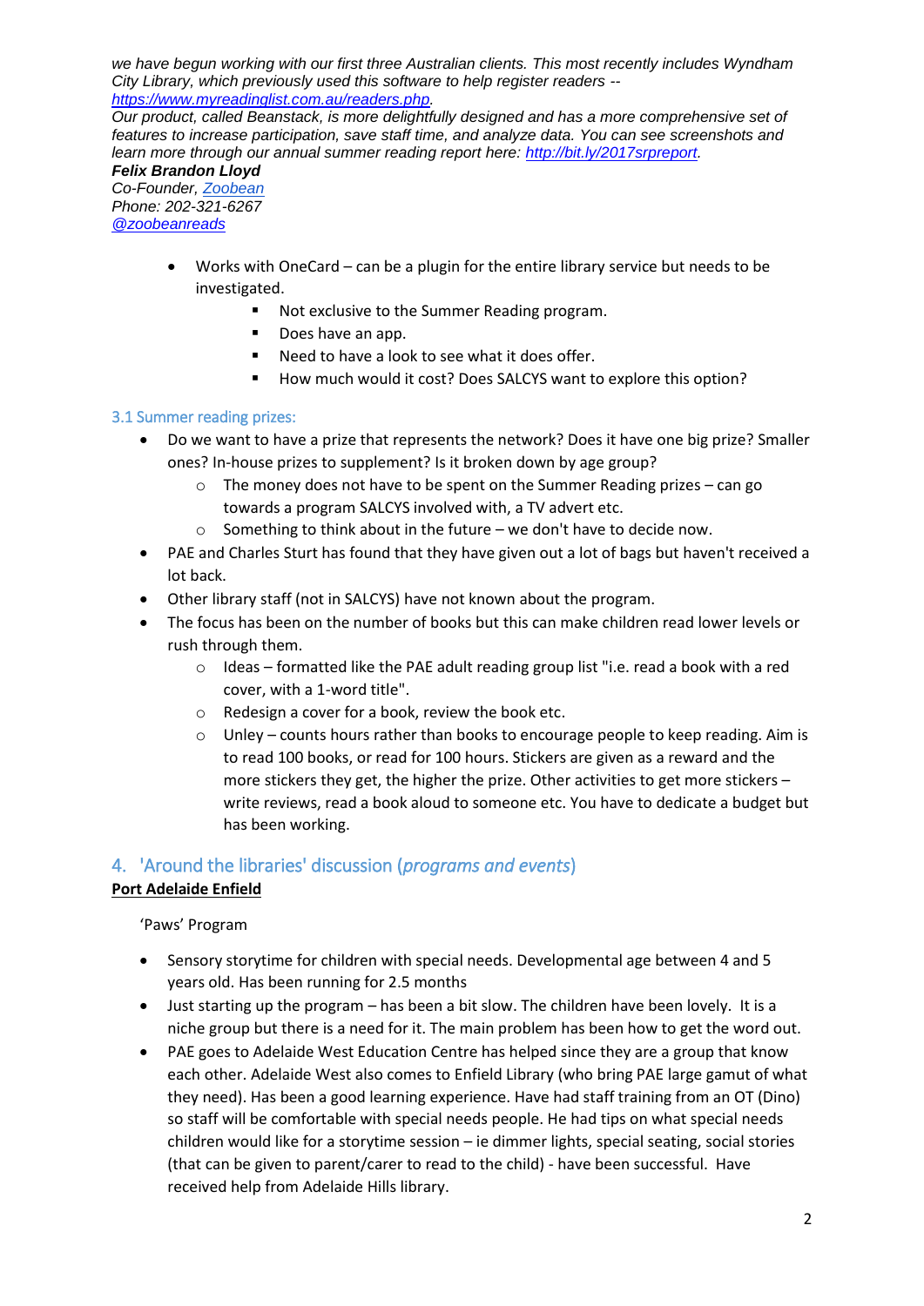*we have begun working with our first three Australian clients. This most recently includes Wyndham City Library, which previously used this software to help register readers -- [https://www.myreadinglist.com.au/readers.php](https://www.myreadinglist.com.au/readers.php).*
*Our product, called Beanstack, is more delightfully designed and has a more comprehensive set of features to increase participation, save staff time, and analyze data. You can see screenshots and learn more through our annual summer reading report here: [http://bit.ly/2017srpreport](http://bit.ly/2017srpreport).*
***Felix Brandon Lloyd***
*Co-Founder, [Zoobean](#)*
*Phone: 202-321-6267*
*[@zoobeanreads](#)*

- Works with OneCard – can be a plugin for the entire library service but needs to be investigated.
    - Not exclusive to the Summer Reading program.
    - Does have an app.
    - Need to have a look to see what it does offer.
    - How much would it cost? Does SALCYS want to explore this option?

### 3.1 Summer reading prizes:

- Do we want to have a prize that represents the network? Does it have one big prize? Smaller ones? In-house prizes to supplement? Is it broken down by age group?
    - The money does not have to be spent on the Summer Reading prizes – can go towards a program SALCYS involved with, a TV advert etc.
    - Something to think about in the future – we don't have to decide now.
- PAE and Charles Sturt has found that they have given out a lot of bags but haven't received a lot back.
- Other library staff (not in SALCYS) have not known about the program.
- The focus has been on the number of books but this can make children read lower levels or rush through them.
    - Ideas – formatted like the PAE adult reading group list "i.e. read a book with a red cover, with a 1-word title".
    - Redesign a cover for a book, review the book etc.
    - Unley – counts hours rather than books to encourage people to keep reading. Aim is to read 100 books, or read for 100 hours. Stickers are given as a reward and the more stickers they get, the higher the prize. Other activities to get more stickers – write reviews, read a book aloud to someone etc. You have to dedicate a budget but has been working.

## 4. 'Around the libraries' discussion (*programs and events*)

**<u>Port Adelaide Enfield</u>**

'Paws' Program

- Sensory storytime for children with special needs. Developmental age between 4 and 5 years old. Has been running for 2.5 months
- Just starting up the program – has been a bit slow. The children have been lovely. It is a niche group but there is a need for it. The main problem has been how to get the word out.
- PAE goes to Adelaide West Education Centre has helped since they are a group that know each other. Adelaide West also comes to Enfield Library (who bring PAE large gamut of what they need). Has been a good learning experience. Have had staff training from an OT (Dino) so staff will be comfortable with special needs people. He had tips on what special needs children would like for a storytime session – ie dimmer lights, special seating, social stories (that can be given to parent/carer to read to the child) - have been successful. Have received help from Adelaide Hills library.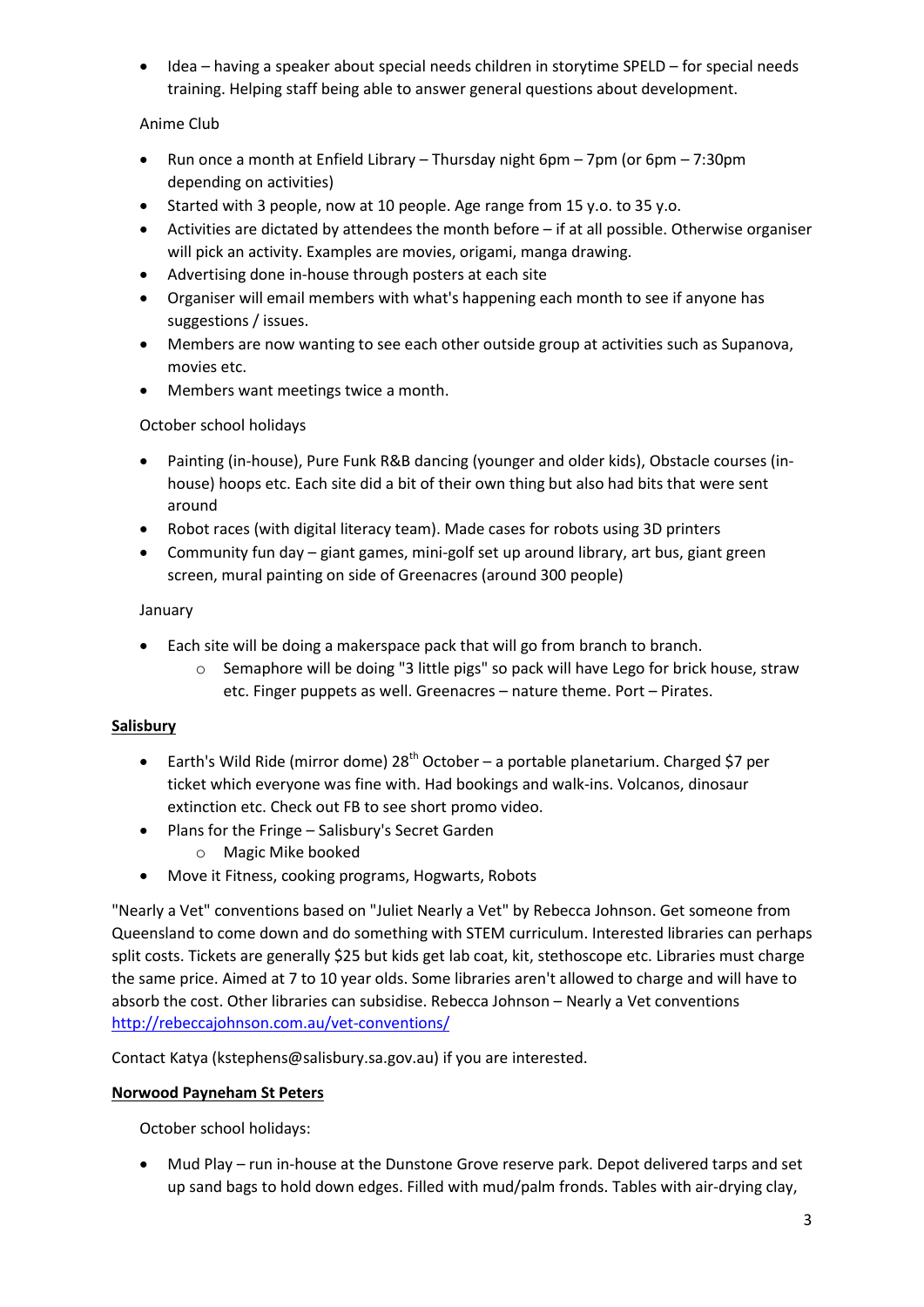- Idea – having a speaker about special needs children in storytime SPELD – for special needs training. Helping staff being able to answer general questions about development.

Anime Club

- Run once a month at Enfield Library – Thursday night 6pm – 7pm (or 6pm – 7:30pm depending on activities)
- Started with 3 people, now at 10 people. Age range from 15 y.o. to 35 y.o.
- Activities are dictated by attendees the month before – if at all possible. Otherwise organiser will pick an activity. Examples are movies, origami, manga drawing.
- Advertising done in-house through posters at each site
- Organiser will email members with what's happening each month to see if anyone has suggestions / issues.
- Members are now wanting to see each other outside group at activities such as Supanova, movies etc.
- Members want meetings twice a month.

October school holidays

- Painting (in-house), Pure Funk R&B dancing (younger and older kids), Obstacle courses (in-house) hoops etc. Each site did a bit of their own thing but also had bits that were sent around
- Robot races (with digital literacy team). Made cases for robots using 3D printers
- Community fun day – giant games, mini-golf set up around library, art bus, giant green screen, mural painting on side of Greenacres (around 300 people)

January

- Each site will be doing a makerspace pack that will go from branch to branch.
  - Semaphore will be doing "3 little pigs" so pack will have Lego for brick house, straw etc. Finger puppets as well. Greenacres – nature theme. Port – Pirates.

**Salisbury**

- Earth's Wild Ride (mirror dome) 28th October – a portable planetarium. Charged $7 per ticket which everyone was fine with. Had bookings and walk-ins. Volcanos, dinosaur extinction etc. Check out FB to see short promo video.
- Plans for the Fringe – Salisbury's Secret Garden
  - Magic Mike booked
- Move it Fitness, cooking programs, Hogwarts, Robots

"Nearly a Vet" conventions based on "Juliet Nearly a Vet" by Rebecca Johnson. Get someone from Queensland to come down and do something with STEM curriculum. Interested libraries can perhaps split costs. Tickets are generally $25 but kids get lab coat, kit, stethoscope etc. Libraries must charge the same price. Aimed at 7 to 10 year olds. Some libraries aren't allowed to charge and will have to absorb the cost. Other libraries can subsidise. Rebecca Johnson – Nearly a Vet conventions http://rebeccajohnson.com.au/vet-conventions/

Contact Katya (kstephens@salisbury.sa.gov.au) if you are interested.

**Norwood Payneham St Peters**

October school holidays:

- Mud Play – run in-house at the Dunstone Grove reserve park. Depot delivered tarps and set up sand bags to hold down edges. Filled with mud/palm fronds. Tables with air-drying clay,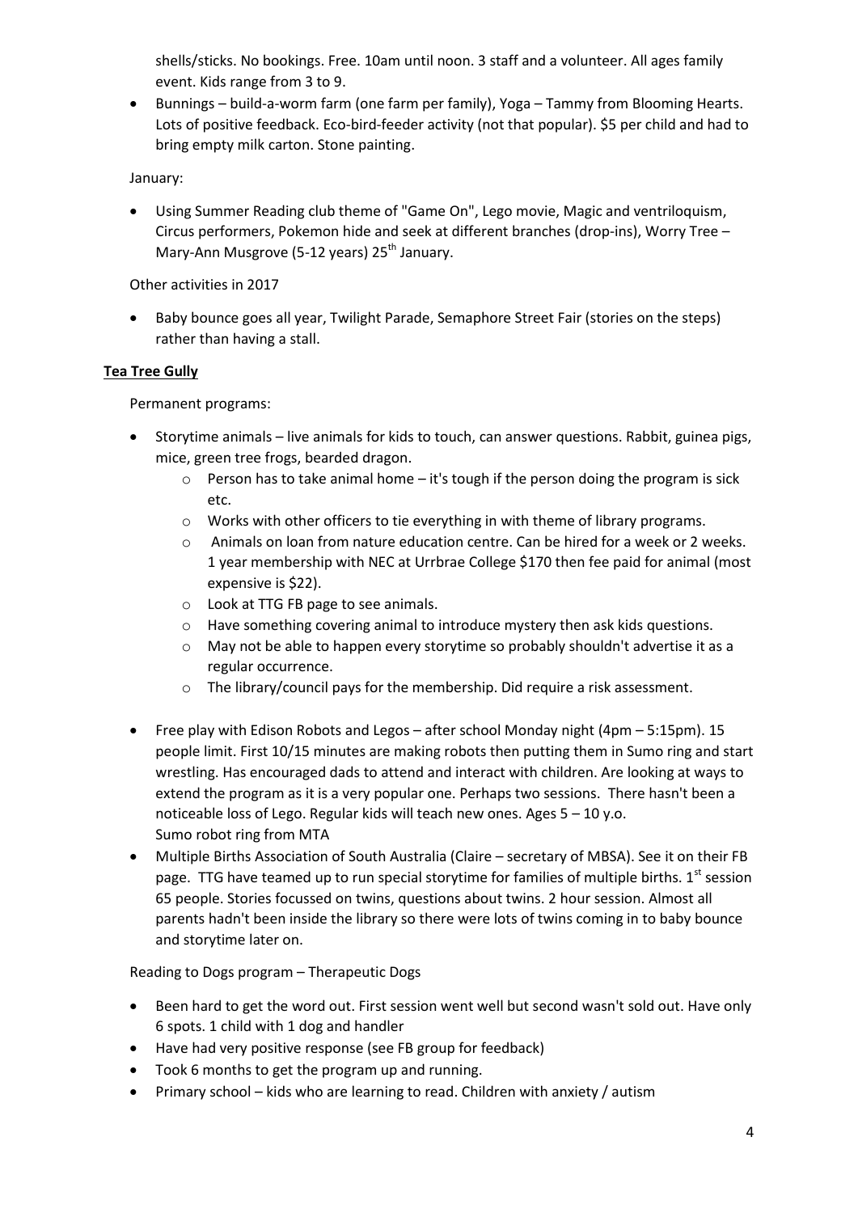shells/sticks. No bookings. Free. 10am until noon. 3 staff and a volunteer. All ages family event. Kids range from 3 to 9.

- Bunnings – build-a-worm farm (one farm per family), Yoga – Tammy from Blooming Hearts. Lots of positive feedback. Eco-bird-feeder activity (not that popular). $5 per child and had to bring empty milk carton. Stone painting.

January:

- Using Summer Reading club theme of "Game On", Lego movie, Magic and ventriloquism, Circus performers, Pokemon hide and seek at different branches (drop-ins), Worry Tree – Mary-Ann Musgrove (5-12 years) 25th January.

Other activities in 2017

- Baby bounce goes all year, Twilight Parade, Semaphore Street Fair (stories on the steps) rather than having a stall.

**Tea Tree Gully**

Permanent programs:

- Storytime animals – live animals for kids to touch, can answer questions. Rabbit, guinea pigs, mice, green tree frogs, bearded dragon.
  - Person has to take animal home – it's tough if the person doing the program is sick etc.
  - Works with other officers to tie everything in with theme of library programs.
  - Animals on loan from nature education centre. Can be hired for a week or 2 weeks. 1 year membership with NEC at Urrbrae College $170 then fee paid for animal (most expensive is $22).
  - Look at TTG FB page to see animals.
  - Have something covering animal to introduce mystery then ask kids questions.
  - May not be able to happen every storytime so probably shouldn't advertise it as a regular occurrence.
  - The library/council pays for the membership. Did require a risk assessment.

- Free play with Edison Robots and Legos – after school Monday night (4pm – 5:15pm). 15 people limit. First 10/15 minutes are making robots then putting them in Sumo ring and start wrestling. Has encouraged dads to attend and interact with children. Are looking at ways to extend the program as it is a very popular one. Perhaps two sessions. There hasn't been a noticeable loss of Lego. Regular kids will teach new ones. Ages 5 – 10 y.o.
  Sumo robot ring from MTA
- Multiple Births Association of South Australia (Claire – secretary of MBSA). See it on their FB page. TTG have teamed up to run special storytime for families of multiple births. 1st session 65 people. Stories focussed on twins, questions about twins. 2 hour session. Almost all parents hadn't been inside the library so there were lots of twins coming in to baby bounce and storytime later on.

Reading to Dogs program – Therapeutic Dogs

- Been hard to get the word out. First session went well but second wasn't sold out. Have only 6 spots. 1 child with 1 dog and handler
- Have had very positive response (see FB group for feedback)
- Took 6 months to get the program up and running.
- Primary school – kids who are learning to read. Children with anxiety / autism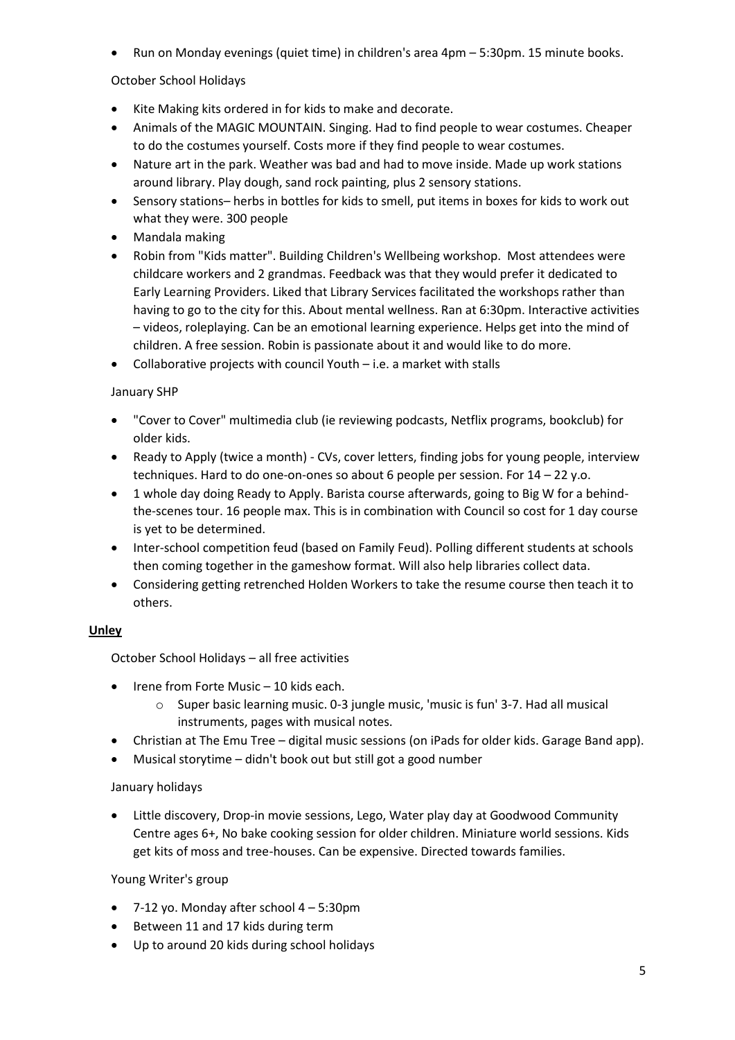- Run on Monday evenings (quiet time) in children's area 4pm – 5:30pm. 15 minute books.

October School Holidays

- Kite Making kits ordered in for kids to make and decorate.
- Animals of the MAGIC MOUNTAIN. Singing. Had to find people to wear costumes. Cheaper to do the costumes yourself. Costs more if they find people to wear costumes.
- Nature art in the park. Weather was bad and had to move inside. Made up work stations around library. Play dough, sand rock painting, plus 2 sensory stations.
- Sensory stations– herbs in bottles for kids to smell, put items in boxes for kids to work out what they were. 300 people
- Mandala making
- Robin from "Kids matter". Building Children's Wellbeing workshop. Most attendees were childcare workers and 2 grandmas. Feedback was that they would prefer it dedicated to Early Learning Providers. Liked that Library Services facilitated the workshops rather than having to go to the city for this. About mental wellness. Ran at 6:30pm. Interactive activities – videos, roleplaying. Can be an emotional learning experience. Helps get into the mind of children. A free session. Robin is passionate about it and would like to do more.
- Collaborative projects with council Youth – i.e. a market with stalls

January SHP

- "Cover to Cover" multimedia club (ie reviewing podcasts, Netflix programs, bookclub) for older kids.
- Ready to Apply (twice a month) - CVs, cover letters, finding jobs for young people, interview techniques. Hard to do one-on-ones so about 6 people per session. For 14 – 22 y.o.
- 1 whole day doing Ready to Apply. Barista course afterwards, going to Big W for a behind-the-scenes tour. 16 people max. This is in combination with Council so cost for 1 day course is yet to be determined.
- Inter-school competition feud (based on Family Feud). Polling different students at schools then coming together in the gameshow format. Will also help libraries collect data.
- Considering getting retrenched Holden Workers to take the resume course then teach it to others.

**Unley**

October School Holidays – all free activities

- Irene from Forte Music – 10 kids each.
    - Super basic learning music. 0-3 jungle music, 'music is fun' 3-7. Had all musical instruments, pages with musical notes.
- Christian at The Emu Tree – digital music sessions (on iPads for older kids. Garage Band app).
- Musical storytime – didn't book out but still got a good number

January holidays

- Little discovery, Drop-in movie sessions, Lego, Water play day at Goodwood Community Centre ages 6+, No bake cooking session for older children. Miniature world sessions. Kids get kits of moss and tree-houses. Can be expensive. Directed towards families.

Young Writer's group

- 7-12 yo. Monday after school 4 – 5:30pm
- Between 11 and 17 kids during term
- Up to around 20 kids during school holidays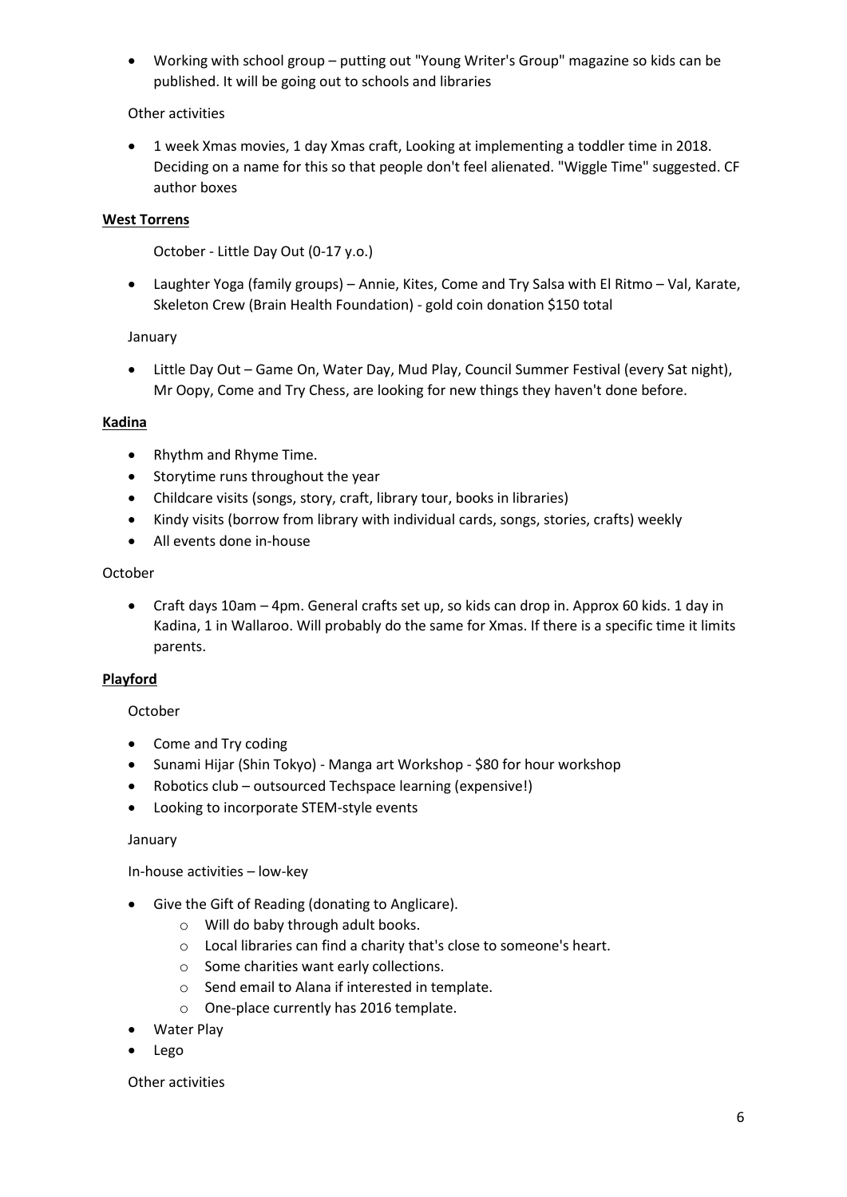- Working with school group – putting out "Young Writer's Group" magazine so kids can be published. It will be going out to schools and libraries

Other activities

- 1 week Xmas movies, 1 day Xmas craft, Looking at implementing a toddler time in 2018. Deciding on a name for this so that people don't feel alienated. "Wiggle Time" suggested. CF author boxes

**West Torrens**

October - Little Day Out (0-17 y.o.)

- Laughter Yoga (family groups) – Annie, Kites, Come and Try Salsa with El Ritmo – Val, Karate, Skeleton Crew (Brain Health Foundation) - gold coin donation $150 total

January

- Little Day Out – Game On, Water Day, Mud Play, Council Summer Festival (every Sat night), Mr Oopy, Come and Try Chess, are looking for new things they haven't done before.

**Kadina**

- Rhythm and Rhyme Time.
- Storytime runs throughout the year
- Childcare visits (songs, story, craft, library tour, books in libraries)
- Kindy visits (borrow from library with individual cards, songs, stories, crafts) weekly
- All events done in-house

October

- Craft days 10am – 4pm. General crafts set up, so kids can drop in. Approx 60 kids. 1 day in Kadina, 1 in Wallaroo. Will probably do the same for Xmas. If there is a specific time it limits parents.

**Playford**

October

- Come and Try coding
- Sunami Hijar (Shin Tokyo) - Manga art Workshop - $80 for hour workshop
- Robotics club – outsourced Techspace learning (expensive!)
- Looking to incorporate STEM-style events

January

In-house activities – low-key

- Give the Gift of Reading (donating to Anglicare).
    - Will do baby through adult books.
    - Local libraries can find a charity that's close to someone's heart.
    - Some charities want early collections.
    - Send email to Alana if interested in template.
    - One-place currently has 2016 template.
- Water Play
- Lego

Other activities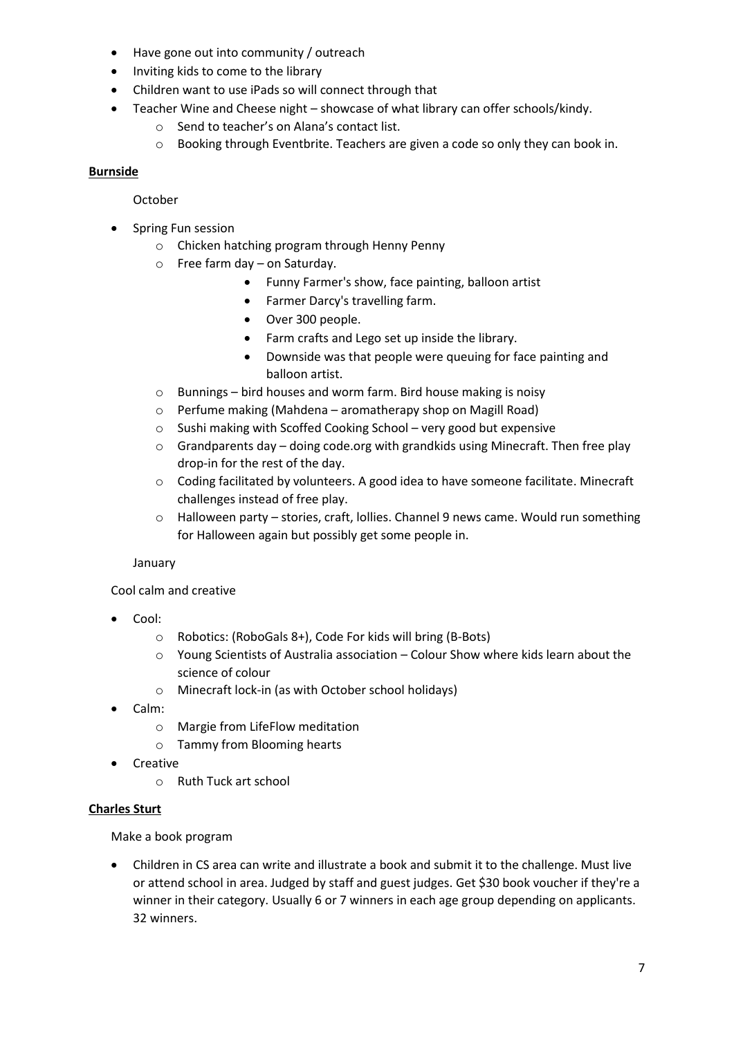- Have gone out into community / outreach
- Inviting kids to come to the library
- Children want to use iPads so will connect through that
- Teacher Wine and Cheese night – showcase of what library can offer schools/kindy.
  - Send to teacher's on Alana's contact list.
  - Booking through Eventbrite. Teachers are given a code so only they can book in.

**Burnside**

October

- Spring Fun session
  - Chicken hatching program through Henny Penny
  - Free farm day – on Saturday.
    - Funny Farmer's show, face painting, balloon artist
    - Farmer Darcy's travelling farm.
    - Over 300 people.
    - Farm crafts and Lego set up inside the library.
    - Downside was that people were queuing for face painting and balloon artist.
  - Bunnings – bird houses and worm farm. Bird house making is noisy
  - Perfume making (Mahdena – aromatherapy shop on Magill Road)
  - Sushi making with Scoffed Cooking School – very good but expensive
  - Grandparents day – doing code.org with grandkids using Minecraft. Then free play drop-in for the rest of the day.
  - Coding facilitated by volunteers. A good idea to have someone facilitate. Minecraft challenges instead of free play.
  - Halloween party – stories, craft, lollies. Channel 9 news came. Would run something for Halloween again but possibly get some people in.

January

Cool calm and creative

- Cool:
  - Robotics: (RoboGals 8+), Code For kids will bring (B-Bots)
  - Young Scientists of Australia association – Colour Show where kids learn about the science of colour
  - Minecraft lock-in (as with October school holidays)
- Calm:
  - Margie from LifeFlow meditation
  - Tammy from Blooming hearts
- Creative
  - Ruth Tuck art school

**Charles Sturt**

Make a book program

- Children in CS area can write and illustrate a book and submit it to the challenge. Must live or attend school in area. Judged by staff and guest judges. Get $30 book voucher if they're a winner in their category. Usually 6 or 7 winners in each age group depending on applicants. 32 winners.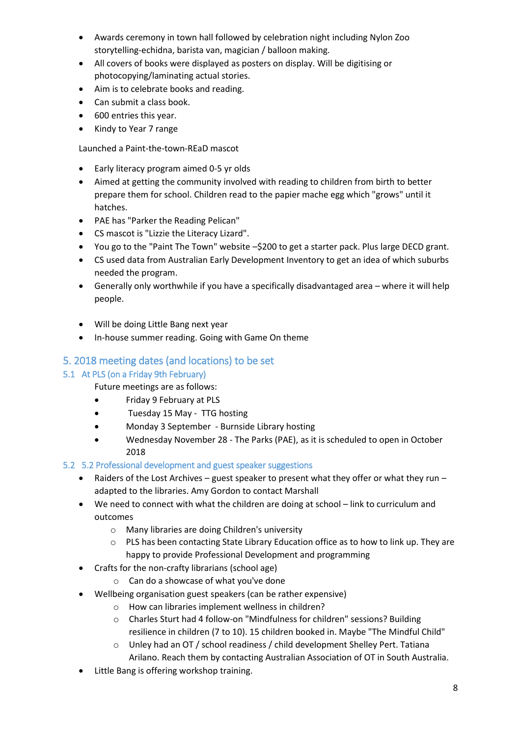- Awards ceremony in town hall followed by celebration night including Nylon Zoo storytelling-echidna, barista van, magician / balloon making.
- All covers of books were displayed as posters on display. Will be digitising or photocopying/laminating actual stories.
- Aim is to celebrate books and reading.
- Can submit a class book.
- 600 entries this year.
- Kindy to Year 7 range

Launched a Paint-the-town-REaD mascot

- Early literacy program aimed 0-5 yr olds
- Aimed at getting the community involved with reading to children from birth to better prepare them for school. Children read to the papier mache egg which "grows" until it hatches.
- PAE has "Parker the Reading Pelican"
- CS mascot is "Lizzie the Literacy Lizard".
- You go to the "Paint The Town" website –$200 to get a starter pack. Plus large DECD grant.
- CS used data from Australian Early Development Inventory to get an idea of which suburbs needed the program.
- Generally only worthwhile if you have a specifically disadvantaged area – where it will help people.

- Will be doing Little Bang next year
- In-house summer reading. Going with Game On theme

## 5. 2018 meeting dates (and locations) to be set

### 5.1 At PLS (on a Friday 9th February)

Future meetings are as follows:

- Friday 9 February at PLS
- Tuesday 15 May - TTG hosting
- Monday 3 September - Burnside Library hosting
- Wednesday November 28 - The Parks (PAE), as it is scheduled to open in October 2018

### 5.2 5.2 Professional development and guest speaker suggestions

- Raiders of the Lost Archives – guest speaker to present what they offer or what they run – adapted to the libraries. Amy Gordon to contact Marshall
- We need to connect with what the children are doing at school – link to curriculum and outcomes
  - Many libraries are doing Children's university
  - PLS has been contacting State Library Education office as to how to link up. They are happy to provide Professional Development and programming
- Crafts for the non-crafty librarians (school age)
  - Can do a showcase of what you've done
- Wellbeing organisation guest speakers (can be rather expensive)
  - How can libraries implement wellness in children?
  - Charles Sturt had 4 follow-on "Mindfulness for children" sessions? Building resilience in children (7 to 10). 15 children booked in. Maybe "The Mindful Child"
  - Unley had an OT / school readiness / child development Shelley Pert. Tatiana Arilano. Reach them by contacting Australian Association of OT in South Australia.
- Little Bang is offering workshop training.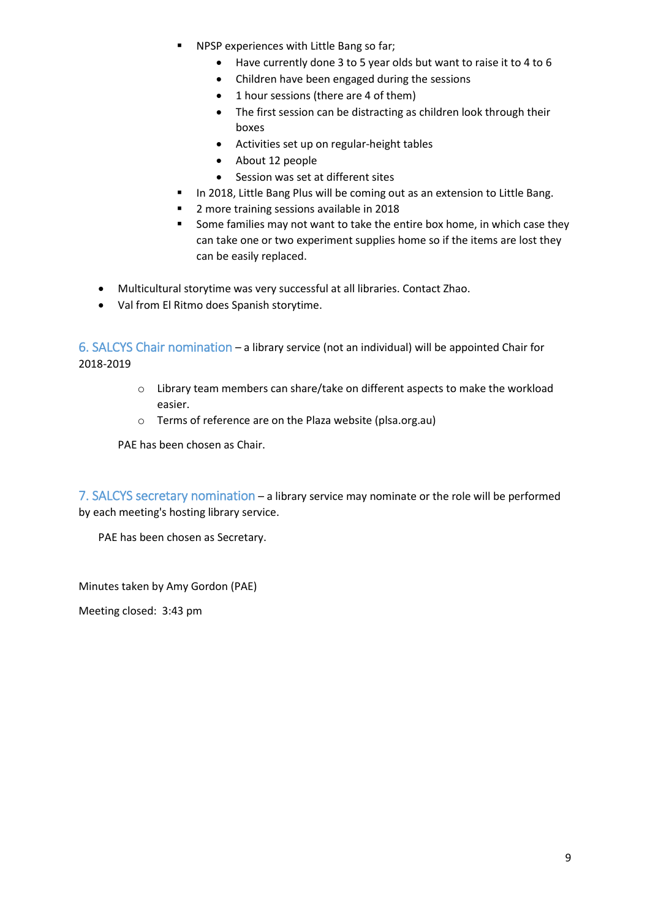- NPSP experiences with Little Bang so far;
    - Have currently done 3 to 5 year olds but want to raise it to 4 to 6
    - Children have been engaged during the sessions
    - 1 hour sessions (there are 4 of them)
    - The first session can be distracting as children look through their boxes
    - Activities set up on regular-height tables
    - About 12 people
    - Session was set at different sites
- In 2018, Little Bang Plus will be coming out as an extension to Little Bang.
- 2 more training sessions available in 2018
- Some families may not want to take the entire box home, in which case they can take one or two experiment supplies home so if the items are lost they can be easily replaced.

- Multicultural storytime was very successful at all libraries. Contact Zhao.
- Val from El Ritmo does Spanish storytime.

## 6. SALCYS Chair nomination

– a library service (not an individual) will be appointed Chair for 2018-2019

- Library team members can share/take on different aspects to make the workload easier.
- Terms of reference are on the Plaza website (plsa.org.au)

PAE has been chosen as Chair.

## 7. SALCYS secretary nomination

– a library service may nominate or the role will be performed by each meeting's hosting library service.

PAE has been chosen as Secretary.

Minutes taken by Amy Gordon (PAE)

Meeting closed: 3:43 pm